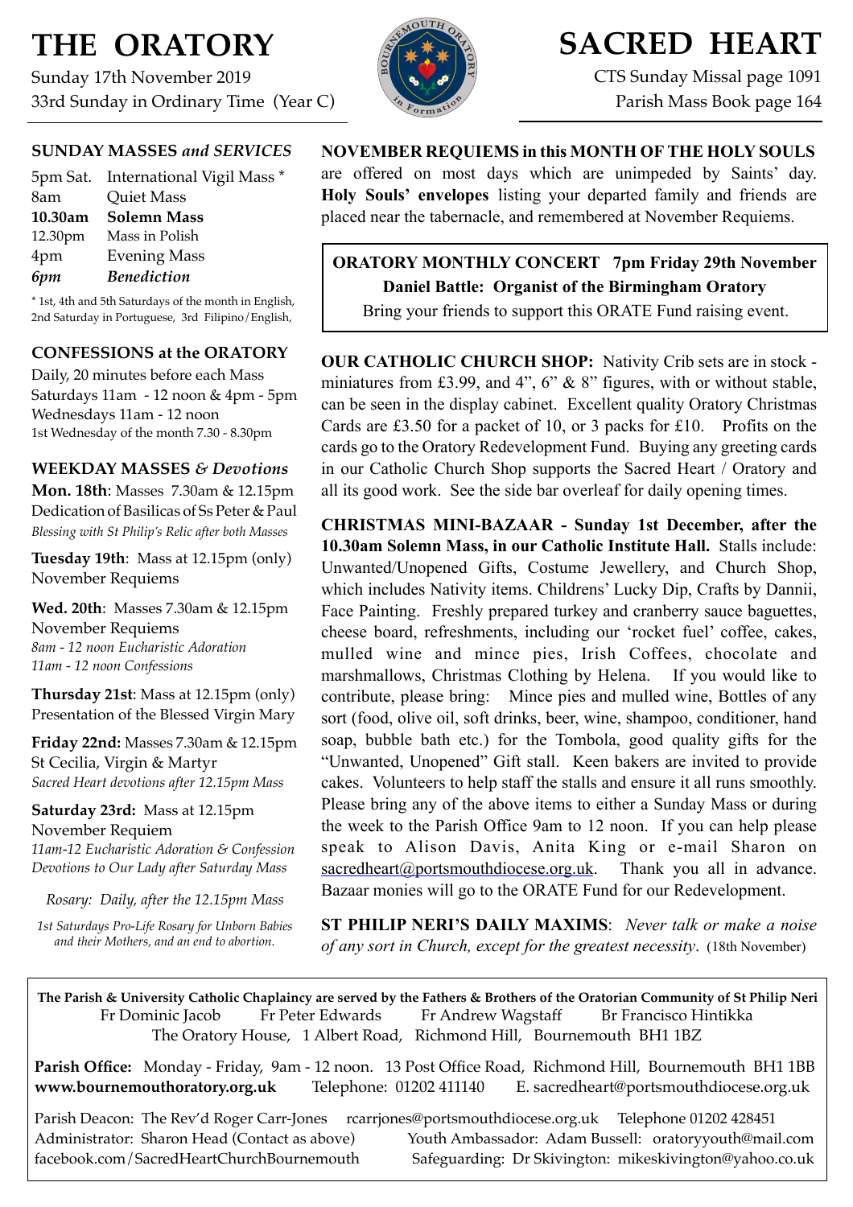# THE ORATORY

Sunday 17th November 2019
33rd Sunday in Ordinary Time (Year C)

# SACRED HEART

CTS Sunday Missal page 1091
Parish Mass Book page 164

## SUNDAY MASSES *and SERVICES*

| | |
|---|---|
| 5pm Sat. | International Vigil Mass * |
| 8am | Quiet Mass |
| **10.30am** | **Solemn Mass** |
| 12.30pm | Mass in Polish |
| 4pm | Evening Mass |
| ***6pm*** | ***Benediction*** |

* 1st, 4th and 5th Saturdays of the month in English, 2nd Saturday in Portuguese, 3rd Filipino/English,

## CONFESSIONS at the ORATORY

Daily, 20 minutes before each Mass
Saturdays 11am - 12 noon & 4pm - 5pm
Wednesdays 11am - 12 noon
1st Wednesday of the month 7.30 - 8.30pm

## WEEKDAY MASSES *& Devotions*

**Mon. 18th**: Masses 7.30am & 12.15pm
Dedication of Basilicas of Ss Peter & Paul
*Blessing with St Philip's Relic after both Masses*

**Tuesday 19th**: Mass at 12.15pm (only)
November Requiems

**Wed. 20th**: Masses 7.30am & 12.15pm
November Requiems
*8am - 12 noon Eucharistic Adoration*
*11am - 12 noon Confessions*

**Thursday 21st**: Mass at 12.15pm (only)
Presentation of the Blessed Virgin Mary

**Friday 22nd:** Masses 7.30am & 12.15pm
St Cecilia, Virgin & Martyr
*Sacred Heart devotions after 12.15pm Mass*

**Saturday 23rd:** Mass at 12.15pm
November Requiem
*11am-12 Eucharistic Adoration & Confession*
*Devotions to Our Lady after Saturday Mass*

*Rosary: Daily, after the 12.15pm Mass*

*1st Saturdays Pro-Life Rosary for Unborn Babies and their Mothers, and an end to abortion.*

**NOVEMBER REQUIEMS in this MONTH OF THE HOLY SOULS** are offered on most days which are unimpeded by Saints' day. **Holy Souls' envelopes** listing your departed family and friends are placed near the tabernacle, and remembered at November Requiems.

**ORATORY MONTHLY CONCERT 7pm Friday 29th November**
**Daniel Battle: Organist of the Birmingham Oratory**
Bring your friends to support this ORATE Fund raising event.

**OUR CATHOLIC CHURCH SHOP:** Nativity Crib sets are in stock - miniatures from £3.99, and 4", 6" & 8" figures, with or without stable, can be seen in the display cabinet. Excellent quality Oratory Christmas Cards are £3.50 for a packet of 10, or 3 packs for £10. Profits on the cards go to the Oratory Redevelopment Fund. Buying any greeting cards in our Catholic Church Shop supports the Sacred Heart / Oratory and all its good work. See the side bar overleaf for daily opening times.

**CHRISTMAS MINI-BAZAAR - Sunday 1st December, after the 10.30am Solemn Mass, in our Catholic Institute Hall.** Stalls include: Unwanted/Unopened Gifts, Costume Jewellery, and Church Shop, which includes Nativity items. Childrens' Lucky Dip, Crafts by Dannii, Face Painting. Freshly prepared turkey and cranberry sauce baguettes, cheese board, refreshments, including our 'rocket fuel' coffee, cakes, mulled wine and mince pies, Irish Coffees, chocolate and marshmallows, Christmas Clothing by Helena. If you would like to contribute, please bring: Mince pies and mulled wine, Bottles of any sort (food, olive oil, soft drinks, beer, wine, shampoo, conditioner, hand soap, bubble bath etc.) for the Tombola, good quality gifts for the "Unwanted, Unopened" Gift stall. Keen bakers are invited to provide cakes. Volunteers to help staff the stalls and ensure it all runs smoothly. Please bring any of the above items to either a Sunday Mass or during the week to the Parish Office 9am to 12 noon. If you can help please speak to Alison Davis, Anita King or e-mail Sharon on sacredheart@portsmouthdiocese.org.uk. Thank you all in advance. Bazaar monies will go to the ORATE Fund for our Redevelopment.

**ST PHILIP NERI'S DAILY MAXIMS**: *Never talk or make a noise of any sort in Church, except for the greatest necessity*. (18th November)

**The Parish & University Catholic Chaplaincy are served by the Fathers & Brothers of the Oratorian Community of St Philip Neri**
Fr Dominic Jacob Fr Peter Edwards Fr Andrew Wagstaff Br Francisco Hintikka
The Oratory House, 1 Albert Road, Richmond Hill, Bournemouth BH1 1BZ

**Parish Office:** Monday - Friday, 9am - 12 noon. 13 Post Office Road, Richmond Hill, Bournemouth BH1 1BB
**www.bournemouthoratory.org.uk** Telephone: 01202 411140 E. sacredheart@portsmouthdiocese.org.uk

Parish Deacon: The Rev'd Roger Carr-Jones rcarrjones@portsmouthdiocese.org.uk Telephone 01202 428451
Administrator: Sharon Head (Contact as above) Youth Ambassador: Adam Bussell: oratoryyouth@mail.com
facebook.com/SacredHeartChurchBournemouth Safeguarding: Dr Skivington: mikeskivington@yahoo.co.uk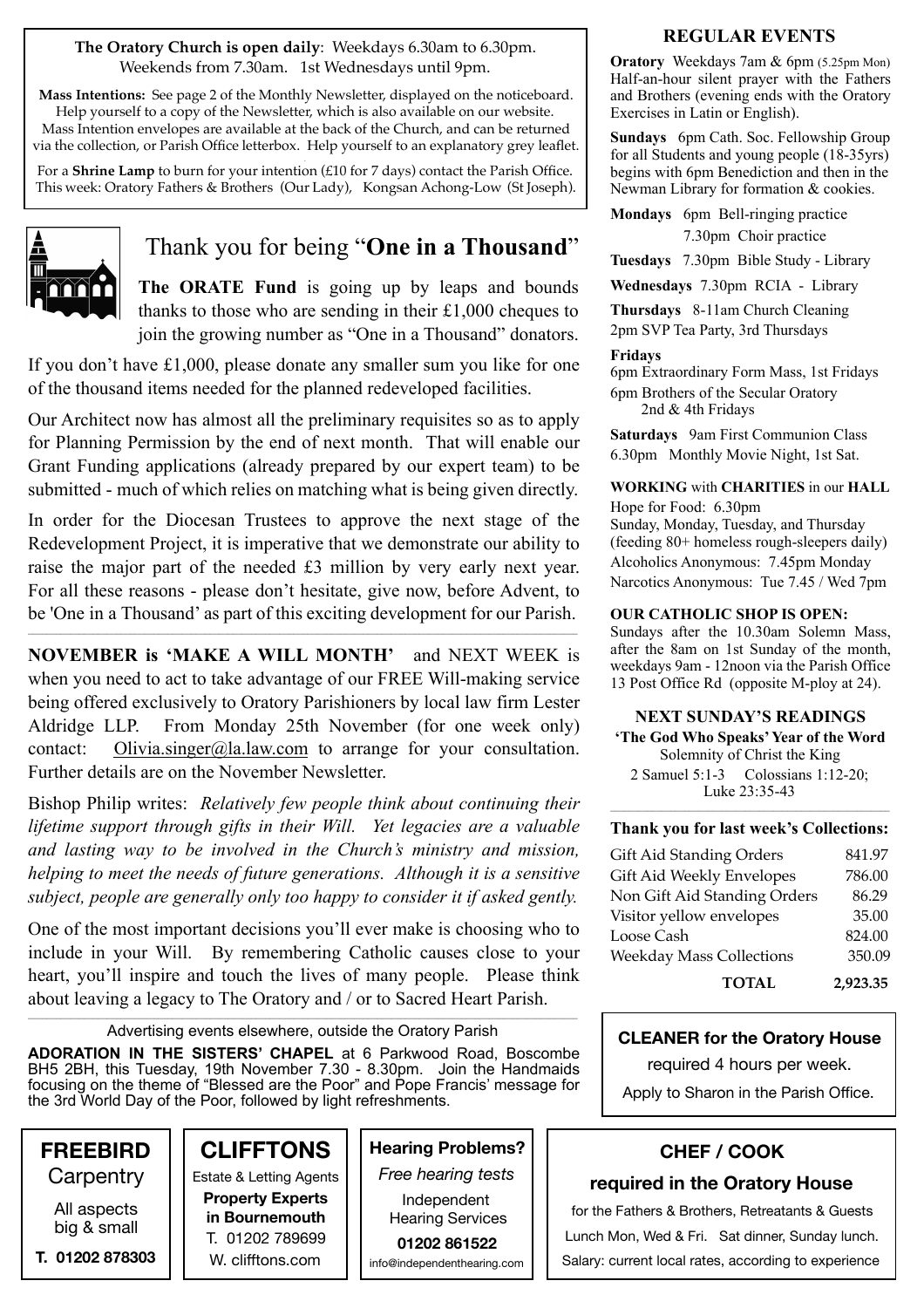**The Oratory Church is open daily**: Weekdays 6.30am to 6.30pm. Weekends from 7.30am. 1st Wednesdays until 9pm.

**Mass Intentions:** See page 2 of the Monthly Newsletter, displayed on the noticeboard. Help yourself to a copy of the Newsletter, which is also available on our website. Mass Intention envelopes are available at the back of the Church, and can be returned via the collection, or Parish Office letterbox. Help yourself to an explanatory grey leaflet.

For a **Shrine Lamp** to burn for your intention (£10 for 7 days) contact the Parish Office. This week: Oratory Fathers & Brothers (Our Lady), Kongsan Achong-Low (St Joseph).

## Thank you for being "**One in a Thousand**"

**The ORATE Fund** is going up by leaps and bounds thanks to those who are sending in their £1,000 cheques to join the growing number as "One in a Thousand" donators.

If you don't have £1,000, please donate any smaller sum you like for one of the thousand items needed for the planned redeveloped facilities.

Our Architect now has almost all the preliminary requisites so as to apply for Planning Permission by the end of next month. That will enable our Grant Funding applications (already prepared by our expert team) to be submitted - much of which relies on matching what is being given directly.

In order for the Diocesan Trustees to approve the next stage of the Redevelopment Project, it is imperative that we demonstrate our ability to raise the major part of the needed £3 million by very early next year. For all these reasons - please don't hesitate, give now, before Advent, to be 'One in a Thousand' as part of this exciting development for our Parish.

---

**NOVEMBER is 'MAKE A WILL MONTH'** and NEXT WEEK is when you need to act to take advantage of our FREE Will-making service being offered exclusively to Oratory Parishioners by local law firm Lester Aldridge LLP. From Monday 25th November (for one week only) contact: Olivia.singer@la.law.com to arrange for your consultation. Further details are on the November Newsletter.

Bishop Philip writes: *Relatively few people think about continuing their lifetime support through gifts in their Will. Yet legacies are a valuable and lasting way to be involved in the Church's ministry and mission, helping to meet the needs of future generations. Although it is a sensitive subject, people are generally only too happy to consider it if asked gently.*

One of the most important decisions you'll ever make is choosing who to include in your Will. By remembering Catholic causes close to your heart, you'll inspire and touch the lives of many people. Please think about leaving a legacy to The Oratory and / or to Sacred Heart Parish.

---

Advertising events elsewhere, outside the Oratory Parish

**ADORATION IN THE SISTERS' CHAPEL** at 6 Parkwood Road, Boscombe BH5 2BH, this Tuesday, 19th November 7.30 - 8.30pm. Join the Handmaids focusing on the theme of "Blessed are the Poor" and Pope Francis' message for the 3rd World Day of the Poor, followed by light refreshments.

## REGULAR EVENTS

**Oratory** Weekdays 7am & 6pm (5.25pm Mon) Half-an-hour silent prayer with the Fathers and Brothers (evening ends with the Oratory Exercises in Latin or English).

**Sundays** 6pm Cath. Soc. Fellowship Group for all Students and young people (18-35yrs) begins with 6pm Benediction and then in the Newman Library for formation & cookies.

**Mondays** 6pm Bell-ringing practice
7.30pm Choir practice

**Tuesdays** 7.30pm Bible Study - Library

**Wednesdays** 7.30pm RCIA - Library

**Thursdays** 8-11am Church Cleaning
2pm SVP Tea Party, 3rd Thursdays

**Fridays**
6pm Extraordinary Form Mass, 1st Fridays
6pm Brothers of the Secular Oratory 2nd & 4th Fridays

**Saturdays** 9am First Communion Class
6.30pm Monthly Movie Night, 1st Sat.

**WORKING** with **CHARITIES** in our **HALL**
Hope for Food: 6.30pm
Sunday, Monday, Tuesday, and Thursday (feeding 80+ homeless rough-sleepers daily)
Alcoholics Anonymous: 7.45pm Monday
Narcotics Anonymous: Tue 7.45 / Wed 7pm

**OUR CATHOLIC SHOP IS OPEN:**
Sundays after the 10.30am Solemn Mass, after the 8am on 1st Sunday of the month, weekdays 9am - 12noon via the Parish Office 13 Post Office Rd (opposite M-ploy at 24).

**NEXT SUNDAY'S READINGS**
**'The God Who Speaks' Year of the Word**
Solemnity of Christ the King
2 Samuel 5:1-3 Colossians 1:12-20; Luke 23:35-43

**Thank you for last week's Collections:**

| | |
|---|---|
| Gift Aid Standing Orders | 841.97 |
| Gift Aid Weekly Envelopes | 786.00 |
| Non Gift Aid Standing Orders | 86.29 |
| Visitor yellow envelopes | 35.00 |
| Loose Cash | 824.00 |
| Weekday Mass Collections | 350.09 |
| **TOTAL** | **2,923.35** |

**CLEANER for the Oratory House**
required 4 hours per week.
Apply to Sharon in the Parish Office.

---

**FREEBIRD**
Carpentry
All aspects big & small
**T. 01202 878303**

**CLIFFTONS**
Estate & Letting Agents
**Property Experts in Bournemouth**
T. 01202 789699
W. clifftons.com

**Hearing Problems?**
*Free hearing tests*
Independent Hearing Services
**01202 861522**
info@independenthearing.com

**CHEF / COOK**
**required in the Oratory House**
for the Fathers & Brothers, Retreatants & Guests
Lunch Mon, Wed & Fri. Sat dinner, Sunday lunch.
Salary: current local rates, according to experience